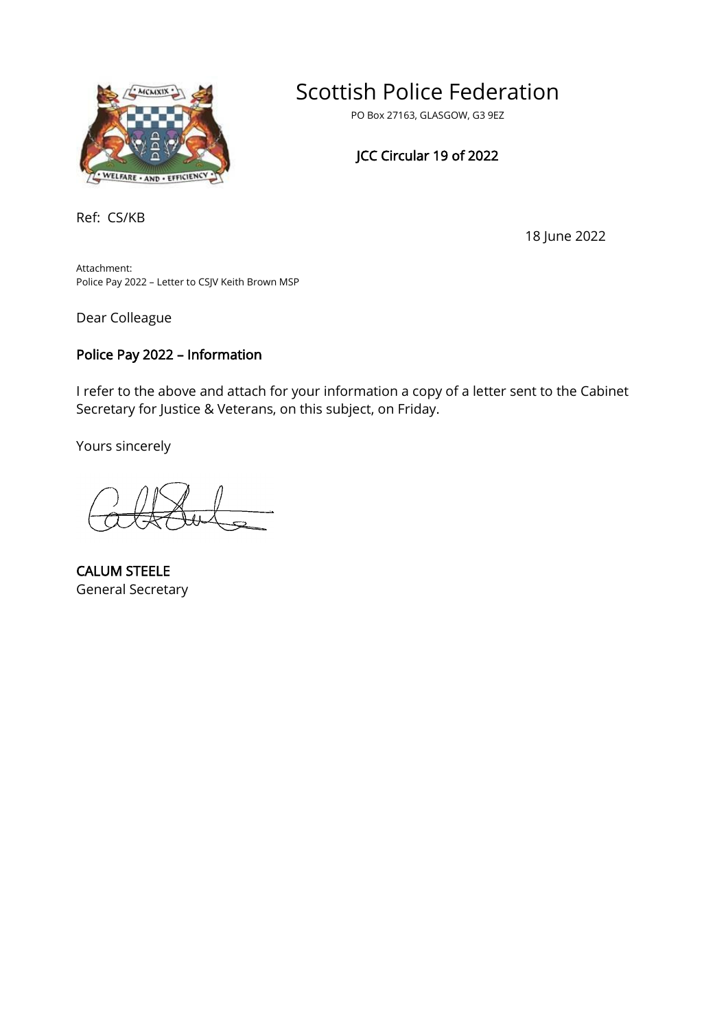# Scottish Police Federation

PO Box 27163, GLASGOW, G3 9EZ

**JCC Circular 19 of 2022**

Ref: CS/KB

18 June 2022

Attachment:
Police Pay 2022 – Letter to CSJV Keith Brown MSP

Dear Colleague

**Police Pay 2022 – Information**

I refer to the above and attach for your information a copy of a letter sent to the Cabinet Secretary for Justice & Veterans, on this subject, on Friday.

Yours sincerely

**CALUM STEELE**
General Secretary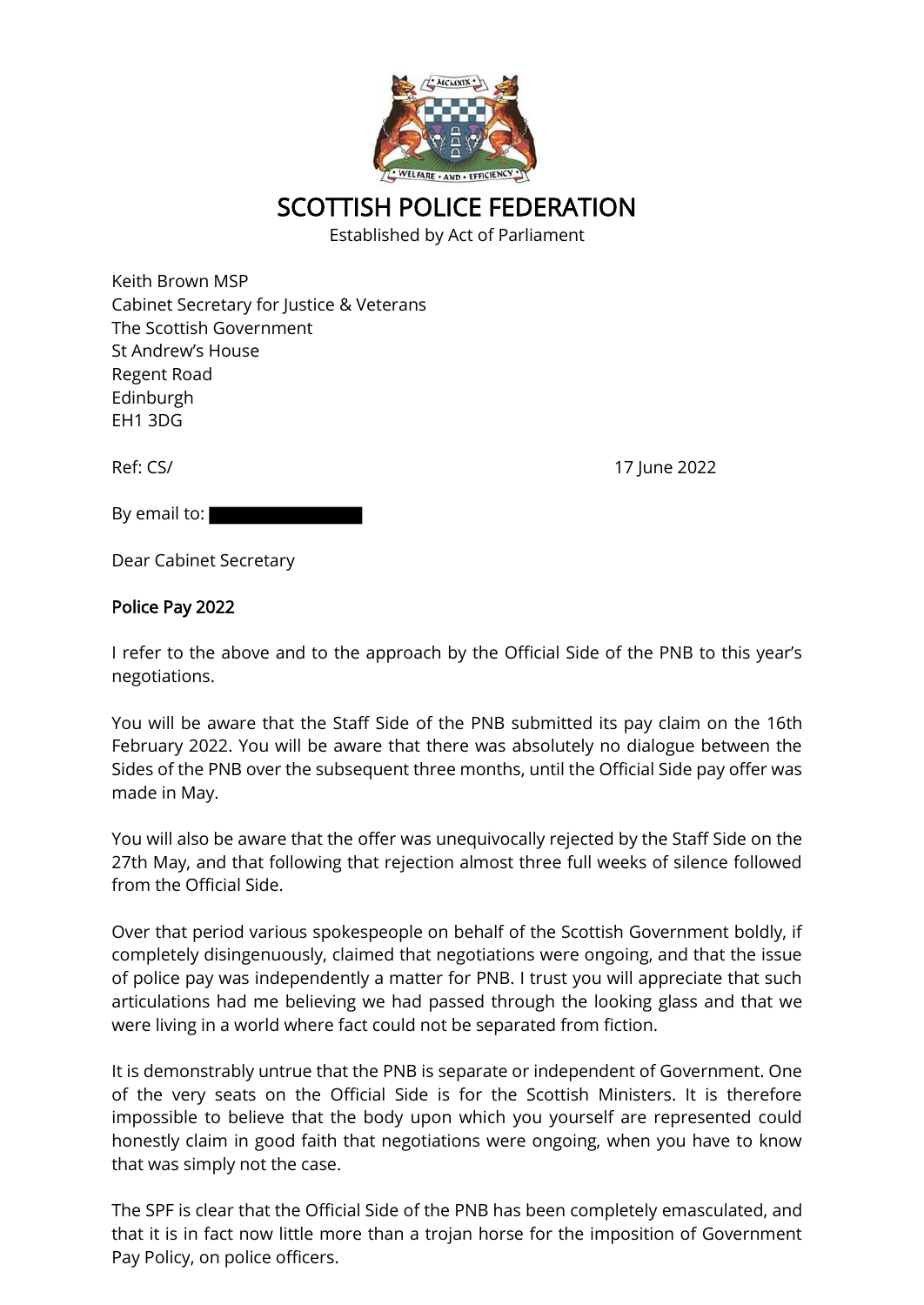# SCOTTISH POLICE FEDERATION

Established by Act of Parliament

Keith Brown MSP
Cabinet Secretary for Justice & Veterans
The Scottish Government
St Andrew's House
Regent Road
Edinburgh
EH1 3DG

Ref: CS/

17 June 2022

By email to:

Dear Cabinet Secretary

**Police Pay 2022**

I refer to the above and to the approach by the Official Side of the PNB to this year's negotiations.

You will be aware that the Staff Side of the PNB submitted its pay claim on the 16th February 2022. You will be aware that there was absolutely no dialogue between the Sides of the PNB over the subsequent three months, until the Official Side pay offer was made in May.

You will also be aware that the offer was unequivocally rejected by the Staff Side on the 27th May, and that following that rejection almost three full weeks of silence followed from the Official Side.

Over that period various spokespeople on behalf of the Scottish Government boldly, if completely disingenuously, claimed that negotiations were ongoing, and that the issue of police pay was independently a matter for PNB. I trust you will appreciate that such articulations had me believing we had passed through the looking glass and that we were living in a world where fact could not be separated from fiction.

It is demonstrably untrue that the PNB is separate or independent of Government. One of the very seats on the Official Side is for the Scottish Ministers. It is therefore impossible to believe that the body upon which you yourself are represented could honestly claim in good faith that negotiations were ongoing, when you have to know that was simply not the case.

The SPF is clear that the Official Side of the PNB has been completely emasculated, and that it is in fact now little more than a trojan horse for the imposition of Government Pay Policy, on police officers.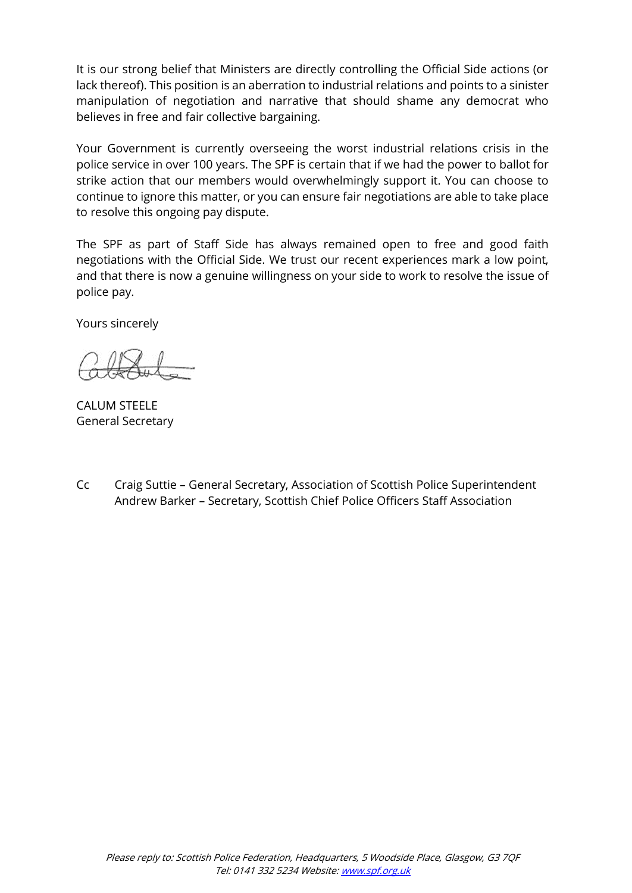It is our strong belief that Ministers are directly controlling the Official Side actions (or lack thereof). This position is an aberration to industrial relations and points to a sinister manipulation of negotiation and narrative that should shame any democrat who believes in free and fair collective bargaining.

Your Government is currently overseeing the worst industrial relations crisis in the police service in over 100 years. The SPF is certain that if we had the power to ballot for strike action that our members would overwhelmingly support it. You can choose to continue to ignore this matter, or you can ensure fair negotiations are able to take place to resolve this ongoing pay dispute.

The SPF as part of Staff Side has always remained open to free and good faith negotiations with the Official Side. We trust our recent experiences mark a low point, and that there is now a genuine willingness on your side to work to resolve the issue of police pay.

Yours sincerely

CALUM STEELE
General Secretary

Cc Craig Suttie – General Secretary, Association of Scottish Police Superintendent
Andrew Barker – Secretary, Scottish Chief Police Officers Staff Association

*Please reply to: Scottish Police Federation, Headquarters, 5 Woodside Place, Glasgow, G3 7QF*
*Tel: 0141 332 5234 Website: www.spf.org.uk*